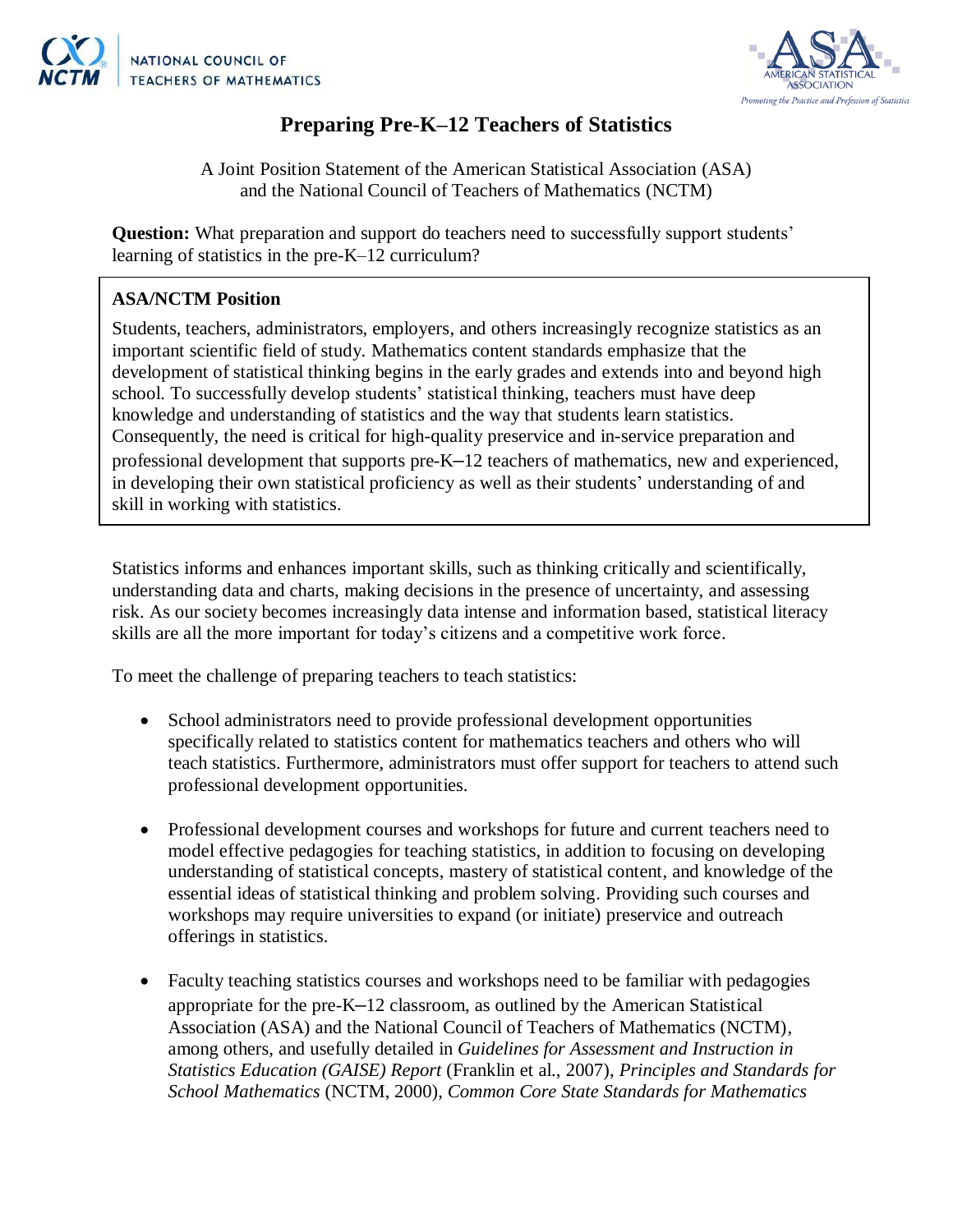NATIONAL COUNCIL OF TEACHERS OF MATHEMATICS

AMERICAN STATISTICAL ASSOCIATION
*Promoting the Practice and Profession of Statistics*

# Preparing Pre-K–12 Teachers of Statistics

A Joint Position Statement of the American Statistical Association (ASA) and the National Council of Teachers of Mathematics (NCTM)

**Question:** What preparation and support do teachers need to successfully support students' learning of statistics in the pre-K–12 curriculum?

> **ASA/NCTM Position**
>
> Students, teachers, administrators, employers, and others increasingly recognize statistics as an important scientific field of study. Mathematics content standards emphasize that the development of statistical thinking begins in the early grades and extends into and beyond high school. To successfully develop students' statistical thinking, teachers must have deep knowledge and understanding of statistics and the way that students learn statistics. Consequently, the need is critical for high-quality preservice and in-service preparation and professional development that supports pre-K–12 teachers of mathematics, new and experienced, in developing their own statistical proficiency as well as their students' understanding of and skill in working with statistics.

Statistics informs and enhances important skills, such as thinking critically and scientifically, understanding data and charts, making decisions in the presence of uncertainty, and assessing risk. As our society becomes increasingly data intense and information based, statistical literacy skills are all the more important for today's citizens and a competitive work force.

To meet the challenge of preparing teachers to teach statistics:

- School administrators need to provide professional development opportunities specifically related to statistics content for mathematics teachers and others who will teach statistics. Furthermore, administrators must offer support for teachers to attend such professional development opportunities.

- Professional development courses and workshops for future and current teachers need to model effective pedagogies for teaching statistics, in addition to focusing on developing understanding of statistical concepts, mastery of statistical content, and knowledge of the essential ideas of statistical thinking and problem solving. Providing such courses and workshops may require universities to expand (or initiate) preservice and outreach offerings in statistics.

- Faculty teaching statistics courses and workshops need to be familiar with pedagogies appropriate for the pre-K–12 classroom, as outlined by the American Statistical Association (ASA) and the National Council of Teachers of Mathematics (NCTM), among others, and usefully detailed in *Guidelines for Assessment and Instruction in Statistics Education (GAISE) Report* (Franklin et al., 2007), *Principles and Standards for School Mathematics* (NCTM, 2000), *Common Core State Standards for Mathematics*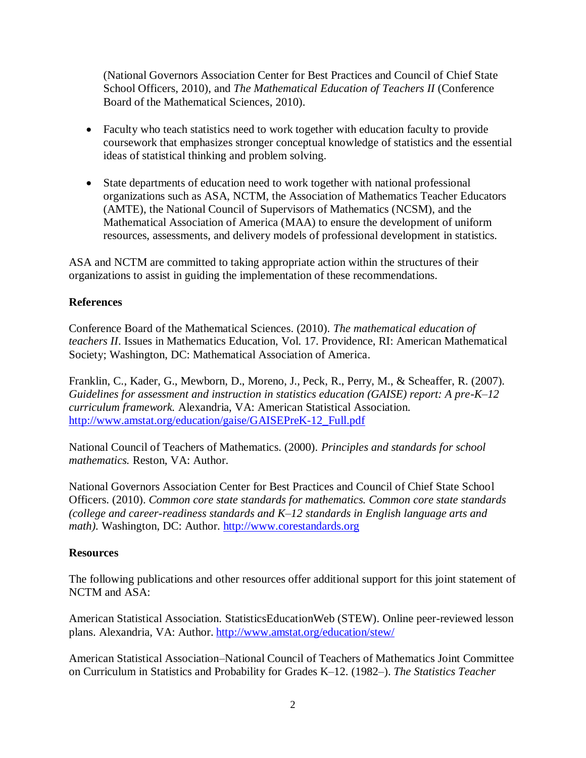(National Governors Association Center for Best Practices and Council of Chief State School Officers, 2010), and *The Mathematical Education of Teachers II* (Conference Board of the Mathematical Sciences, 2010).

- Faculty who teach statistics need to work together with education faculty to provide coursework that emphasizes stronger conceptual knowledge of statistics and the essential ideas of statistical thinking and problem solving.

- State departments of education need to work together with national professional organizations such as ASA, NCTM, the Association of Mathematics Teacher Educators (AMTE), the National Council of Supervisors of Mathematics (NCSM), and the Mathematical Association of America (MAA) to ensure the development of uniform resources, assessments, and delivery models of professional development in statistics.

ASA and NCTM are committed to taking appropriate action within the structures of their organizations to assist in guiding the implementation of these recommendations.

**References**

Conference Board of the Mathematical Sciences. (2010). *The mathematical education of teachers II*. Issues in Mathematics Education, Vol. 17. Providence, RI: American Mathematical Society; Washington, DC: Mathematical Association of America.

Franklin, C., Kader, G., Mewborn, D., Moreno, J., Peck, R., Perry, M., & Scheaffer, R. (2007). *Guidelines for assessment and instruction in statistics education (GAISE) report: A pre-K–12 curriculum framework.* Alexandria, VA: American Statistical Association. http://www.amstat.org/education/gaise/GAISEPreK-12_Full.pdf

National Council of Teachers of Mathematics. (2000). *Principles and standards for school mathematics.* Reston, VA: Author.

National Governors Association Center for Best Practices and Council of Chief State School Officers. (2010). *Common core state standards for mathematics. Common core state standards (college and career-readiness standards and K–12 standards in English language arts and math).* Washington, DC: Author. http://www.corestandards.org

**Resources**

The following publications and other resources offer additional support for this joint statement of NCTM and ASA:

American Statistical Association. StatisticsEducationWeb (STEW). Online peer-reviewed lesson plans. Alexandria, VA: Author. http://www.amstat.org/education/stew/

American Statistical Association–National Council of Teachers of Mathematics Joint Committee on Curriculum in Statistics and Probability for Grades K–12. (1982–). *The Statistics Teacher*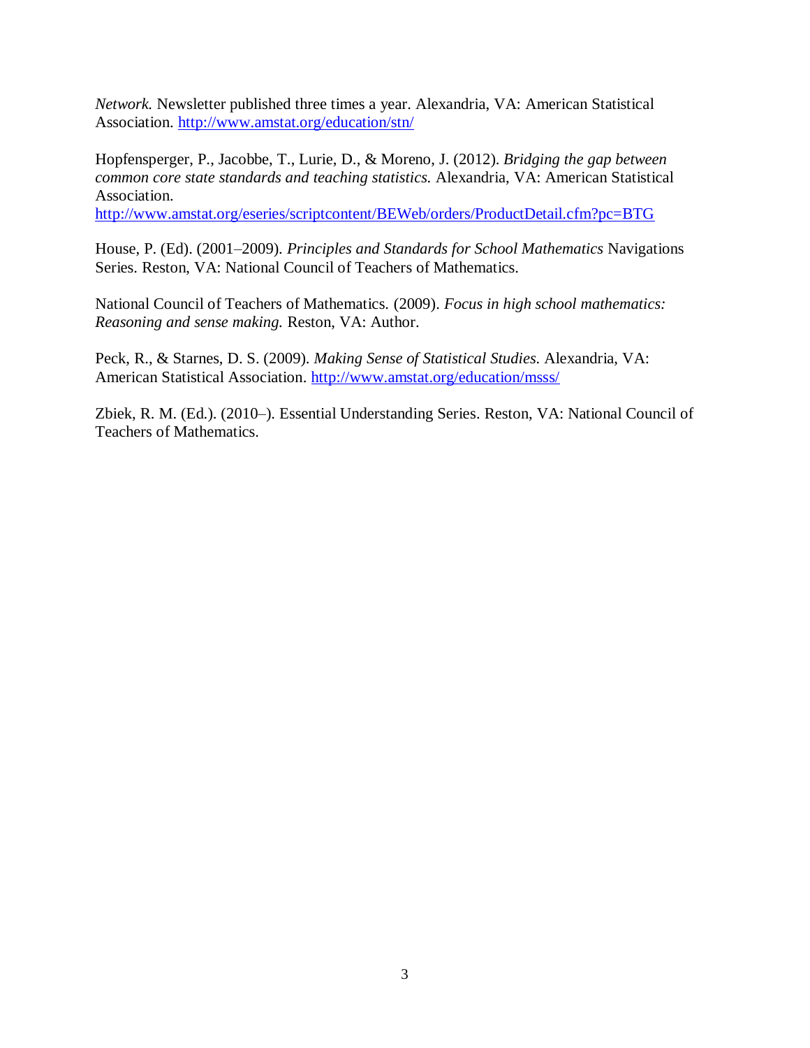*Network.* Newsletter published three times a year. Alexandria, VA: American Statistical Association. http://www.amstat.org/education/stn/

Hopfensperger, P., Jacobbe, T., Lurie, D., & Moreno, J. (2012). *Bridging the gap between common core state standards and teaching statistics.* Alexandria, VA: American Statistical Association.
http://www.amstat.org/eseries/scriptcontent/BEWeb/orders/ProductDetail.cfm?pc=BTG

House, P. (Ed). (2001–2009). *Principles and Standards for School Mathematics* Navigations Series. Reston, VA: National Council of Teachers of Mathematics.

National Council of Teachers of Mathematics. (2009). *Focus in high school mathematics: Reasoning and sense making.* Reston, VA: Author.

Peck, R., & Starnes, D. S. (2009). *Making Sense of Statistical Studies.* Alexandria, VA: American Statistical Association. http://www.amstat.org/education/msss/

Zbiek, R. M. (Ed.). (2010–). Essential Understanding Series. Reston, VA: National Council of Teachers of Mathematics.